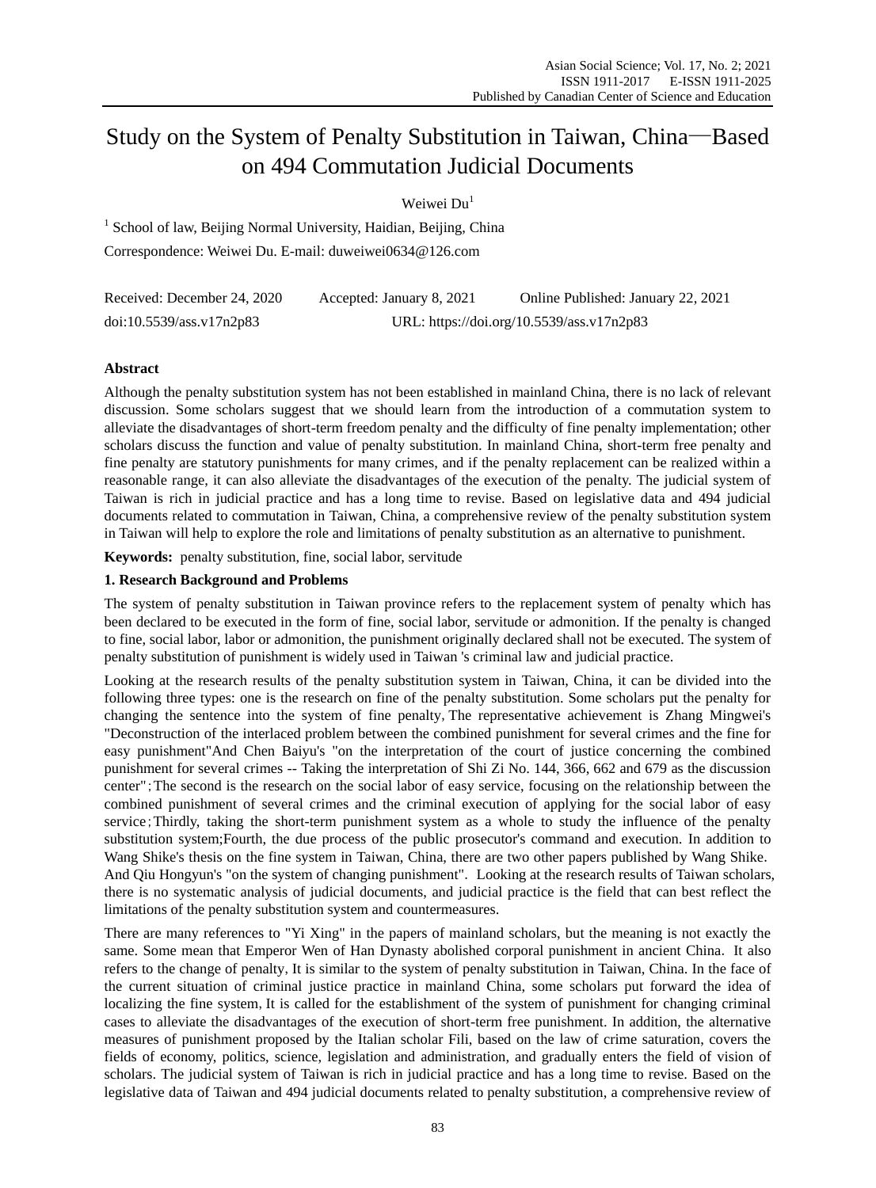# Study on the System of Penalty Substitution in Taiwan, China—Based on 494 Commutation Judicial Documents

Weiwei Du[1]

[1] School of law, Beijing Normal University, Haidian, Beijing, China

Correspondence: Weiwei Du. E-mail: duweiwei0634@126.com

Received: December 24, 2020 Accepted: January 8, 2021 Online Published: January 22, 2021

doi:10.5539/ass.v17n2p83 URL: https://doi.org/10.5539/ass.v17n2p83

## Abstract

Although the penalty substitution system has not been established in mainland China, there is no lack of relevant discussion. Some scholars suggest that we should learn from the introduction of a commutation system to alleviate the disadvantages of short-term freedom penalty and the difficulty of fine penalty implementation; other scholars discuss the function and value of penalty substitution. In mainland China, short-term free penalty and fine penalty are statutory punishments for many crimes, and if the penalty replacement can be realized within a reasonable range, it can also alleviate the disadvantages of the execution of the penalty. The judicial system of Taiwan is rich in judicial practice and has a long time to revise. Based on legislative data and 494 judicial documents related to commutation in Taiwan, China, a comprehensive review of the penalty substitution system in Taiwan will help to explore the role and limitations of penalty substitution as an alternative to punishment.

**Keywords:** penalty substitution, fine, social labor, servitude

## 1. Research Background and Problems

The system of penalty substitution in Taiwan province refers to the replacement system of penalty which has been declared to be executed in the form of fine, social labor, servitude or admonition. If the penalty is changed to fine, social labor, labor or admonition, the punishment originally declared shall not be executed. The system of penalty substitution of punishment is widely used in Taiwan 's criminal law and judicial practice.

Looking at the research results of the penalty substitution system in Taiwan, China, it can be divided into the following three types: one is the research on fine of the penalty substitution. Some scholars put the penalty for changing the sentence into the system of fine penalty, The representative achievement is Zhang Mingwei's "Deconstruction of the interlaced problem between the combined punishment for several crimes and the fine for easy punishment"And Chen Baiyu's "on the interpretation of the court of justice concerning the combined punishment for several crimes -- Taking the interpretation of Shi Zi No. 144, 366, 662 and 679 as the discussion center"; The second is the research on the social labor of easy service, focusing on the relationship between the combined punishment of several crimes and the criminal execution of applying for the social labor of easy service; Thirdly, taking the short-term punishment system as a whole to study the influence of the penalty substitution system;Fourth, the due process of the public prosecutor's command and execution. In addition to Wang Shike's thesis on the fine system in Taiwan, China, there are two other papers published by Wang Shike. And Qiu Hongyun's "on the system of changing punishment". Looking at the research results of Taiwan scholars, there is no systematic analysis of judicial documents, and judicial practice is the field that can best reflect the limitations of the penalty substitution system and countermeasures.

There are many references to "Yi Xing" in the papers of mainland scholars, but the meaning is not exactly the same. Some mean that Emperor Wen of Han Dynasty abolished corporal punishment in ancient China. It also refers to the change of penalty, It is similar to the system of penalty substitution in Taiwan, China. In the face of the current situation of criminal justice practice in mainland China, some scholars put forward the idea of localizing the fine system, It is called for the establishment of the system of punishment for changing criminal cases to alleviate the disadvantages of the execution of short-term free punishment. In addition, the alternative measures of punishment proposed by the Italian scholar Fili, based on the law of crime saturation, covers the fields of economy, politics, science, legislation and administration, and gradually enters the field of vision of scholars. The judicial system of Taiwan is rich in judicial practice and has a long time to revise. Based on the legislative data of Taiwan and 494 judicial documents related to penalty substitution, a comprehensive review of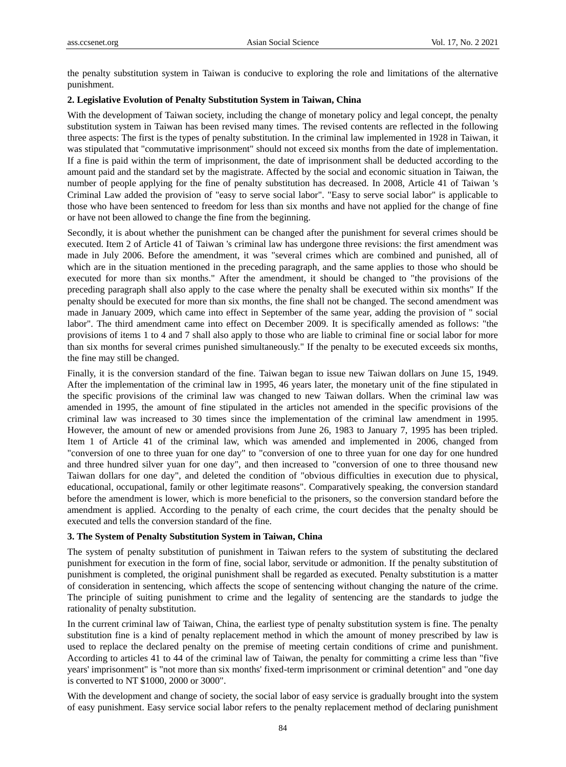the penalty substitution system in Taiwan is conducive to exploring the role and limitations of the alternative punishment.

## 2. Legislative Evolution of Penalty Substitution System in Taiwan, China

With the development of Taiwan society, including the change of monetary policy and legal concept, the penalty substitution system in Taiwan has been revised many times. The revised contents are reflected in the following three aspects: The first is the types of penalty substitution. In the criminal law implemented in 1928 in Taiwan, it was stipulated that "commutative imprisonment" should not exceed six months from the date of implementation. If a fine is paid within the term of imprisonment, the date of imprisonment shall be deducted according to the amount paid and the standard set by the magistrate. Affected by the social and economic situation in Taiwan, the number of people applying for the fine of penalty substitution has decreased. In 2008, Article 41 of Taiwan 's Criminal Law added the provision of "easy to serve social labor". "Easy to serve social labor" is applicable to those who have been sentenced to freedom for less than six months and have not applied for the change of fine or have not been allowed to change the fine from the beginning.

Secondly, it is about whether the punishment can be changed after the punishment for several crimes should be executed. Item 2 of Article 41 of Taiwan 's criminal law has undergone three revisions: the first amendment was made in July 2006. Before the amendment, it was "several crimes which are combined and punished, all of which are in the situation mentioned in the preceding paragraph, and the same applies to those who should be executed for more than six months." After the amendment, it should be changed to "the provisions of the preceding paragraph shall also apply to the case where the penalty shall be executed within six months" If the penalty should be executed for more than six months, the fine shall not be changed. The second amendment was made in January 2009, which came into effect in September of the same year, adding the provision of " social labor". The third amendment came into effect on December 2009. It is specifically amended as follows: "the provisions of items 1 to 4 and 7 shall also apply to those who are liable to criminal fine or social labor for more than six months for several crimes punished simultaneously." If the penalty to be executed exceeds six months, the fine may still be changed.

Finally, it is the conversion standard of the fine. Taiwan began to issue new Taiwan dollars on June 15, 1949. After the implementation of the criminal law in 1995, 46 years later, the monetary unit of the fine stipulated in the specific provisions of the criminal law was changed to new Taiwan dollars. When the criminal law was amended in 1995, the amount of fine stipulated in the articles not amended in the specific provisions of the criminal law was increased to 30 times since the implementation of the criminal law amendment in 1995. However, the amount of new or amended provisions from June 26, 1983 to January 7, 1995 has been tripled. Item 1 of Article 41 of the criminal law, which was amended and implemented in 2006, changed from "conversion of one to three yuan for one day" to "conversion of one to three yuan for one day for one hundred and three hundred silver yuan for one day", and then increased to "conversion of one to three thousand new Taiwan dollars for one day", and deleted the condition of "obvious difficulties in execution due to physical, educational, occupational, family or other legitimate reasons". Comparatively speaking, the conversion standard before the amendment is lower, which is more beneficial to the prisoners, so the conversion standard before the amendment is applied. According to the penalty of each crime, the court decides that the penalty should be executed and tells the conversion standard of the fine.

## 3. The System of Penalty Substitution System in Taiwan, China

The system of penalty substitution of punishment in Taiwan refers to the system of substituting the declared punishment for execution in the form of fine, social labor, servitude or admonition. If the penalty substitution of punishment is completed, the original punishment shall be regarded as executed. Penalty substitution is a matter of consideration in sentencing, which affects the scope of sentencing without changing the nature of the crime. The principle of suiting punishment to crime and the legality of sentencing are the standards to judge the rationality of penalty substitution.

In the current criminal law of Taiwan, China, the earliest type of penalty substitution system is fine. The penalty substitution fine is a kind of penalty replacement method in which the amount of money prescribed by law is used to replace the declared penalty on the premise of meeting certain conditions of crime and punishment. According to articles 41 to 44 of the criminal law of Taiwan, the penalty for committing a crime less than "five years' imprisonment" is "not more than six months' fixed-term imprisonment or criminal detention" and "one day is converted to NT $1000, 2000 or 3000".

With the development and change of society, the social labor of easy service is gradually brought into the system of easy punishment. Easy service social labor refers to the penalty replacement method of declaring punishment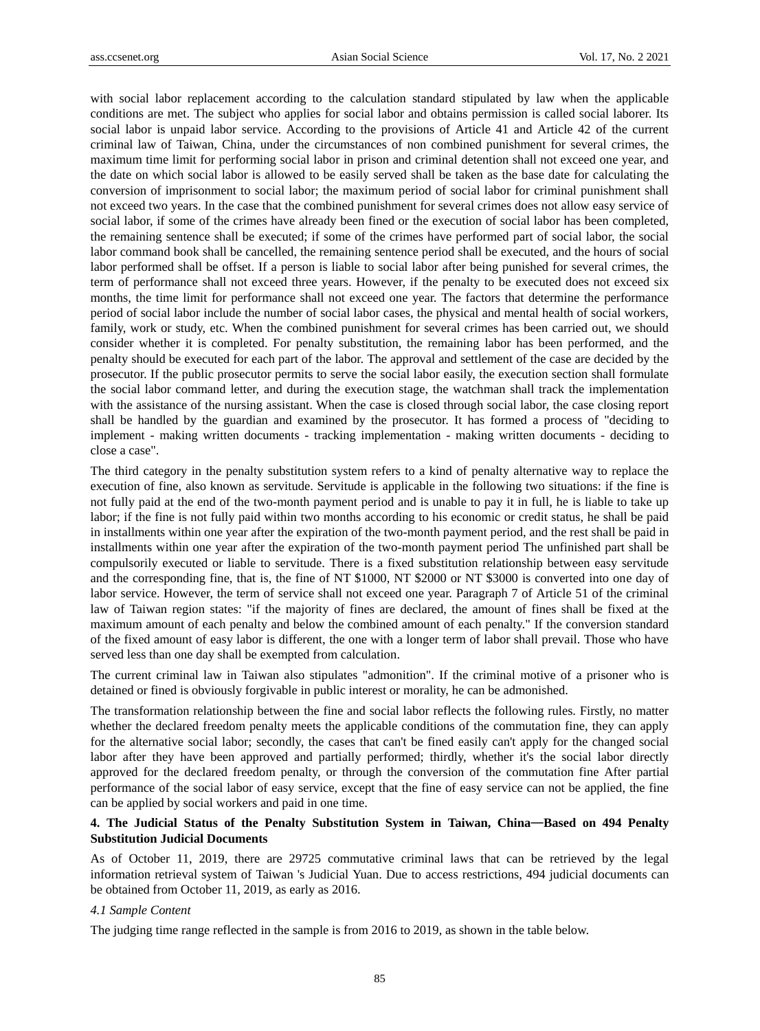with social labor replacement according to the calculation standard stipulated by law when the applicable conditions are met. The subject who applies for social labor and obtains permission is called social laborer. Its social labor is unpaid labor service. According to the provisions of Article 41 and Article 42 of the current criminal law of Taiwan, China, under the circumstances of non combined punishment for several crimes, the maximum time limit for performing social labor in prison and criminal detention shall not exceed one year, and the date on which social labor is allowed to be easily served shall be taken as the base date for calculating the conversion of imprisonment to social labor; the maximum period of social labor for criminal punishment shall not exceed two years. In the case that the combined punishment for several crimes does not allow easy service of social labor, if some of the crimes have already been fined or the execution of social labor has been completed, the remaining sentence shall be executed; if some of the crimes have performed part of social labor, the social labor command book shall be cancelled, the remaining sentence period shall be executed, and the hours of social labor performed shall be offset. If a person is liable to social labor after being punished for several crimes, the term of performance shall not exceed three years. However, if the penalty to be executed does not exceed six months, the time limit for performance shall not exceed one year. The factors that determine the performance period of social labor include the number of social labor cases, the physical and mental health of social workers, family, work or study, etc. When the combined punishment for several crimes has been carried out, we should consider whether it is completed. For penalty substitution, the remaining labor has been performed, and the penalty should be executed for each part of the labor. The approval and settlement of the case are decided by the prosecutor. If the public prosecutor permits to serve the social labor easily, the execution section shall formulate the social labor command letter, and during the execution stage, the watchman shall track the implementation with the assistance of the nursing assistant. When the case is closed through social labor, the case closing report shall be handled by the guardian and examined by the prosecutor. It has formed a process of "deciding to implement - making written documents - tracking implementation - making written documents - deciding to close a case".

The third category in the penalty substitution system refers to a kind of penalty alternative way to replace the execution of fine, also known as servitude. Servitude is applicable in the following two situations: if the fine is not fully paid at the end of the two-month payment period and is unable to pay it in full, he is liable to take up labor; if the fine is not fully paid within two months according to his economic or credit status, he shall be paid in installments within one year after the expiration of the two-month payment period, and the rest shall be paid in installments within one year after the expiration of the two-month payment period The unfinished part shall be compulsorily executed or liable to servitude. There is a fixed substitution relationship between easy servitude and the corresponding fine, that is, the fine of NT $1000, NT $2000 or NT $3000 is converted into one day of labor service. However, the term of service shall not exceed one year. Paragraph 7 of Article 51 of the criminal law of Taiwan region states: "if the majority of fines are declared, the amount of fines shall be fixed at the maximum amount of each penalty and below the combined amount of each penalty." If the conversion standard of the fixed amount of easy labor is different, the one with a longer term of labor shall prevail. Those who have served less than one day shall be exempted from calculation.

The current criminal law in Taiwan also stipulates "admonition". If the criminal motive of a prisoner who is detained or fined is obviously forgivable in public interest or morality, he can be admonished.

The transformation relationship between the fine and social labor reflects the following rules. Firstly, no matter whether the declared freedom penalty meets the applicable conditions of the commutation fine, they can apply for the alternative social labor; secondly, the cases that can't be fined easily can't apply for the changed social labor after they have been approved and partially performed; thirdly, whether it's the social labor directly approved for the declared freedom penalty, or through the conversion of the commutation fine After partial performance of the social labor of easy service, except that the fine of easy service can not be applied, the fine can be applied by social workers and paid in one time.

## 4. The Judicial Status of the Penalty Substitution System in Taiwan, China—Based on 494 Penalty Substitution Judicial Documents

As of October 11, 2019, there are 29725 commutative criminal laws that can be retrieved by the legal information retrieval system of Taiwan 's Judicial Yuan. Due to access restrictions, 494 judicial documents can be obtained from October 11, 2019, as early as 2016.

### *4.1 Sample Content*

The judging time range reflected in the sample is from 2016 to 2019, as shown in the table below.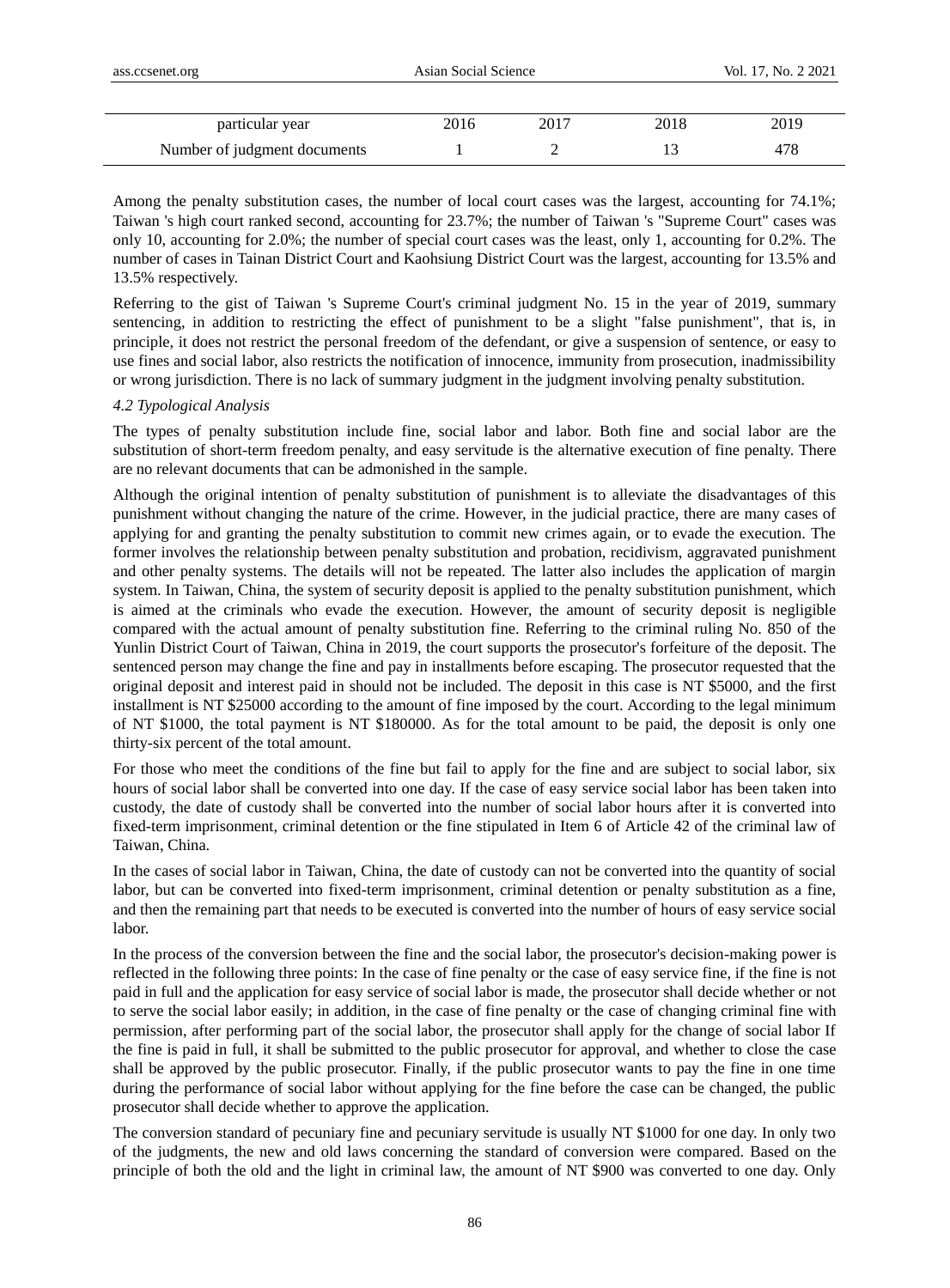| particular year | 2016 | 2017 | 2018 | 2019 |
|---|---|---|---|---|
| Number of judgment documents | 1 | 2 | 13 | 478 |

Among the penalty substitution cases, the number of local court cases was the largest, accounting for 74.1%; Taiwan 's high court ranked second, accounting for 23.7%; the number of Taiwan 's "Supreme Court" cases was only 10, accounting for 2.0%; the number of special court cases was the least, only 1, accounting for 0.2%. The number of cases in Tainan District Court and Kaohsiung District Court was the largest, accounting for 13.5% and 13.5% respectively.

Referring to the gist of Taiwan 's Supreme Court's criminal judgment No. 15 in the year of 2019, summary sentencing, in addition to restricting the effect of punishment to be a slight "false punishment", that is, in principle, it does not restrict the personal freedom of the defendant, or give a suspension of sentence, or easy to use fines and social labor, also restricts the notification of innocence, immunity from prosecution, inadmissibility or wrong jurisdiction. There is no lack of summary judgment in the judgment involving penalty substitution.

*4.2 Typological Analysis*

The types of penalty substitution include fine, social labor and labor. Both fine and social labor are the substitution of short-term freedom penalty, and easy servitude is the alternative execution of fine penalty. There are no relevant documents that can be admonished in the sample.

Although the original intention of penalty substitution of punishment is to alleviate the disadvantages of this punishment without changing the nature of the crime. However, in the judicial practice, there are many cases of applying for and granting the penalty substitution to commit new crimes again, or to evade the execution. The former involves the relationship between penalty substitution and probation, recidivism, aggravated punishment and other penalty systems. The details will not be repeated. The latter also includes the application of margin system. In Taiwan, China, the system of security deposit is applied to the penalty substitution punishment, which is aimed at the criminals who evade the execution. However, the amount of security deposit is negligible compared with the actual amount of penalty substitution fine. Referring to the criminal ruling No. 850 of the Yunlin District Court of Taiwan, China in 2019, the court supports the prosecutor's forfeiture of the deposit. The sentenced person may change the fine and pay in installments before escaping. The prosecutor requested that the original deposit and interest paid in should not be included. The deposit in this case is NT $5000, and the first installment is NT $25000 according to the amount of fine imposed by the court. According to the legal minimum of NT $1000, the total payment is NT $180000. As for the total amount to be paid, the deposit is only one thirty-six percent of the total amount.

For those who meet the conditions of the fine but fail to apply for the fine and are subject to social labor, six hours of social labor shall be converted into one day. If the case of easy service social labor has been taken into custody, the date of custody shall be converted into the number of social labor hours after it is converted into fixed-term imprisonment, criminal detention or the fine stipulated in Item 6 of Article 42 of the criminal law of Taiwan, China.

In the cases of social labor in Taiwan, China, the date of custody can not be converted into the quantity of social labor, but can be converted into fixed-term imprisonment, criminal detention or penalty substitution as a fine, and then the remaining part that needs to be executed is converted into the number of hours of easy service social labor.

In the process of the conversion between the fine and the social labor, the prosecutor's decision-making power is reflected in the following three points: In the case of fine penalty or the case of easy service fine, if the fine is not paid in full and the application for easy service of social labor is made, the prosecutor shall decide whether or not to serve the social labor easily; in addition, in the case of fine penalty or the case of changing criminal fine with permission, after performing part of the social labor, the prosecutor shall apply for the change of social labor If the fine is paid in full, it shall be submitted to the public prosecutor for approval, and whether to close the case shall be approved by the public prosecutor. Finally, if the public prosecutor wants to pay the fine in one time during the performance of social labor without applying for the fine before the case can be changed, the public prosecutor shall decide whether to approve the application.

The conversion standard of pecuniary fine and pecuniary servitude is usually NT $1000 for one day. In only two of the judgments, the new and old laws concerning the standard of conversion were compared. Based on the principle of both the old and the light in criminal law, the amount of NT $900 was converted to one day. Only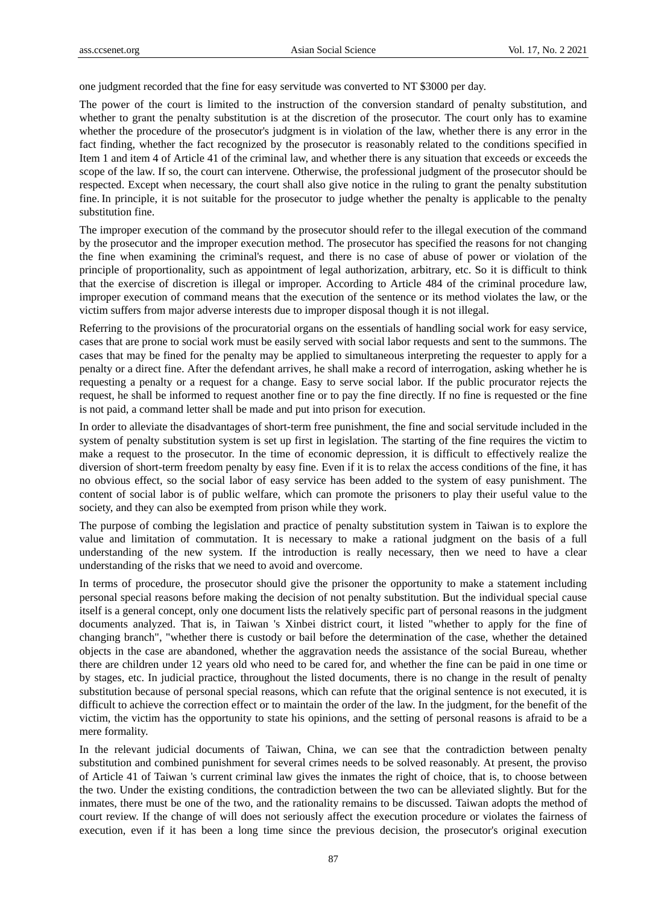one judgment recorded that the fine for easy servitude was converted to NT $3000 per day.

The power of the court is limited to the instruction of the conversion standard of penalty substitution, and whether to grant the penalty substitution is at the discretion of the prosecutor. The court only has to examine whether the procedure of the prosecutor's judgment is in violation of the law, whether there is any error in the fact finding, whether the fact recognized by the prosecutor is reasonably related to the conditions specified in Item 1 and item 4 of Article 41 of the criminal law, and whether there is any situation that exceeds or exceeds the scope of the law. If so, the court can intervene. Otherwise, the professional judgment of the prosecutor should be respected. Except when necessary, the court shall also give notice in the ruling to grant the penalty substitution fine. In principle, it is not suitable for the prosecutor to judge whether the penalty is applicable to the penalty substitution fine.

The improper execution of the command by the prosecutor should refer to the illegal execution of the command by the prosecutor and the improper execution method. The prosecutor has specified the reasons for not changing the fine when examining the criminal's request, and there is no case of abuse of power or violation of the principle of proportionality, such as appointment of legal authorization, arbitrary, etc. So it is difficult to think that the exercise of discretion is illegal or improper. According to Article 484 of the criminal procedure law, improper execution of command means that the execution of the sentence or its method violates the law, or the victim suffers from major adverse interests due to improper disposal though it is not illegal.

Referring to the provisions of the procuratorial organs on the essentials of handling social work for easy service, cases that are prone to social work must be easily served with social labor requests and sent to the summons. The cases that may be fined for the penalty may be applied to simultaneous interpreting the requester to apply for a penalty or a direct fine. After the defendant arrives, he shall make a record of interrogation, asking whether he is requesting a penalty or a request for a change. Easy to serve social labor. If the public procurator rejects the request, he shall be informed to request another fine or to pay the fine directly. If no fine is requested or the fine is not paid, a command letter shall be made and put into prison for execution.

In order to alleviate the disadvantages of short-term free punishment, the fine and social servitude included in the system of penalty substitution system is set up first in legislation. The starting of the fine requires the victim to make a request to the prosecutor. In the time of economic depression, it is difficult to effectively realize the diversion of short-term freedom penalty by easy fine. Even if it is to relax the access conditions of the fine, it has no obvious effect, so the social labor of easy service has been added to the system of easy punishment. The content of social labor is of public welfare, which can promote the prisoners to play their useful value to the society, and they can also be exempted from prison while they work.

The purpose of combing the legislation and practice of penalty substitution system in Taiwan is to explore the value and limitation of commutation. It is necessary to make a rational judgment on the basis of a full understanding of the new system. If the introduction is really necessary, then we need to have a clear understanding of the risks that we need to avoid and overcome.

In terms of procedure, the prosecutor should give the prisoner the opportunity to make a statement including personal special reasons before making the decision of not penalty substitution. But the individual special cause itself is a general concept, only one document lists the relatively specific part of personal reasons in the judgment documents analyzed. That is, in Taiwan 's Xinbei district court, it listed "whether to apply for the fine of changing branch", "whether there is custody or bail before the determination of the case, whether the detained objects in the case are abandoned, whether the aggravation needs the assistance of the social Bureau, whether there are children under 12 years old who need to be cared for, and whether the fine can be paid in one time or by stages, etc. In judicial practice, throughout the listed documents, there is no change in the result of penalty substitution because of personal special reasons, which can refute that the original sentence is not executed, it is difficult to achieve the correction effect or to maintain the order of the law. In the judgment, for the benefit of the victim, the victim has the opportunity to state his opinions, and the setting of personal reasons is afraid to be a mere formality.

In the relevant judicial documents of Taiwan, China, we can see that the contradiction between penalty substitution and combined punishment for several crimes needs to be solved reasonably. At present, the proviso of Article 41 of Taiwan 's current criminal law gives the inmates the right of choice, that is, to choose between the two. Under the existing conditions, the contradiction between the two can be alleviated slightly. But for the inmates, there must be one of the two, and the rationality remains to be discussed. Taiwan adopts the method of court review. If the change of will does not seriously affect the execution procedure or violates the fairness of execution, even if it has been a long time since the previous decision, the prosecutor's original execution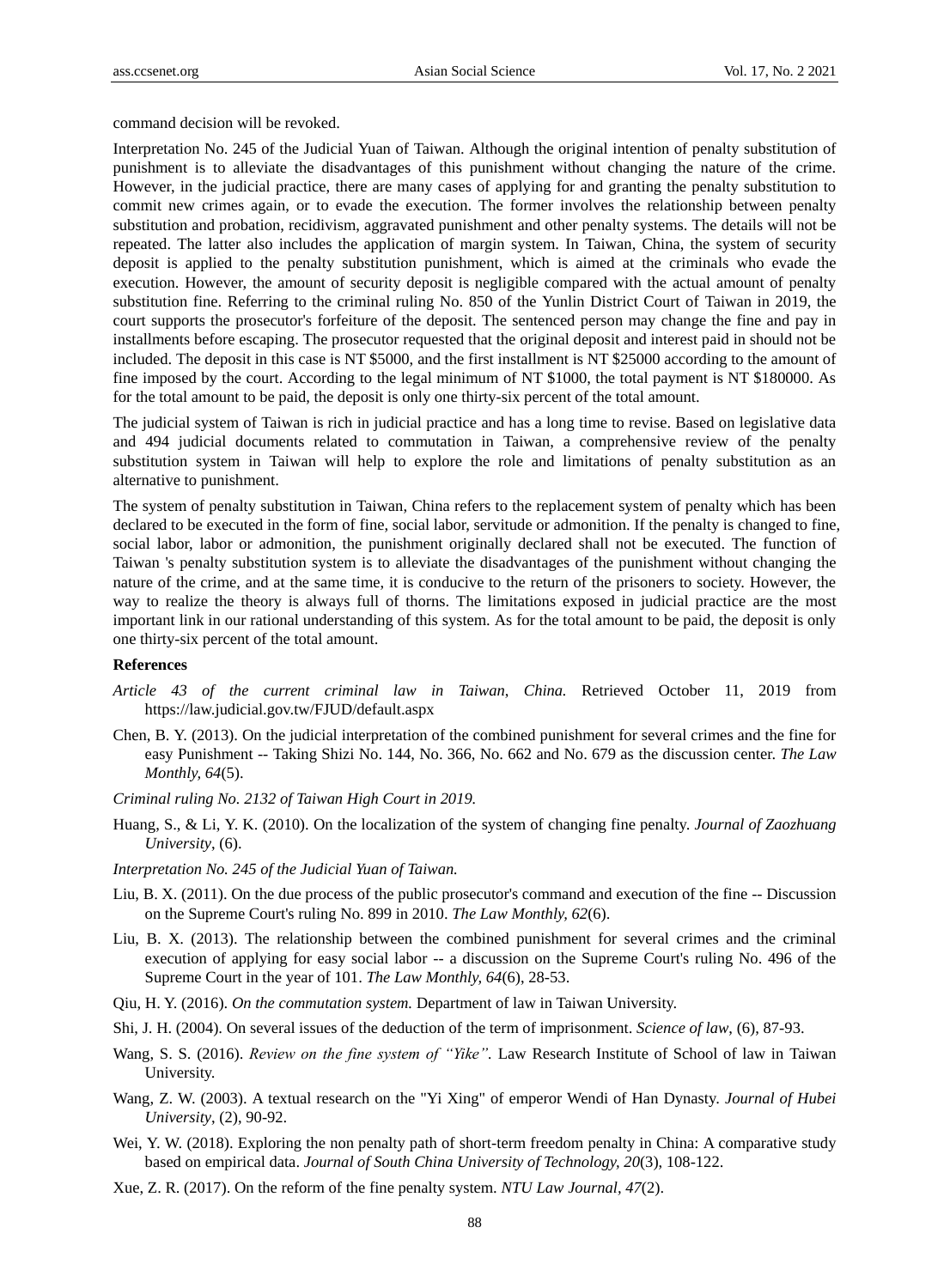command decision will be revoked.

Interpretation No. 245 of the Judicial Yuan of Taiwan. Although the original intention of penalty substitution of punishment is to alleviate the disadvantages of this punishment without changing the nature of the crime. However, in the judicial practice, there are many cases of applying for and granting the penalty substitution to commit new crimes again, or to evade the execution. The former involves the relationship between penalty substitution and probation, recidivism, aggravated punishment and other penalty systems. The details will not be repeated. The latter also includes the application of margin system. In Taiwan, China, the system of security deposit is applied to the penalty substitution punishment, which is aimed at the criminals who evade the execution. However, the amount of security deposit is negligible compared with the actual amount of penalty substitution fine. Referring to the criminal ruling No. 850 of the Yunlin District Court of Taiwan in 2019, the court supports the prosecutor's forfeiture of the deposit. The sentenced person may change the fine and pay in installments before escaping. The prosecutor requested that the original deposit and interest paid in should not be included. The deposit in this case is NT $5000, and the first installment is NT $25000 according to the amount of fine imposed by the court. According to the legal minimum of NT $1000, the total payment is NT $180000. As for the total amount to be paid, the deposit is only one thirty-six percent of the total amount.

The judicial system of Taiwan is rich in judicial practice and has a long time to revise. Based on legislative data and 494 judicial documents related to commutation in Taiwan, a comprehensive review of the penalty substitution system in Taiwan will help to explore the role and limitations of penalty substitution as an alternative to punishment.

The system of penalty substitution in Taiwan, China refers to the replacement system of penalty which has been declared to be executed in the form of fine, social labor, servitude or admonition. If the penalty is changed to fine, social labor, labor or admonition, the punishment originally declared shall not be executed. The function of Taiwan 's penalty substitution system is to alleviate the disadvantages of the punishment without changing the nature of the crime, and at the same time, it is conducive to the return of the prisoners to society. However, the way to realize the theory is always full of thorns. The limitations exposed in judicial practice are the most important link in our rational understanding of this system. As for the total amount to be paid, the deposit is only one thirty-six percent of the total amount.

**References**

*Article 43 of the current criminal law in Taiwan, China.* Retrieved October 11, 2019 from https://law.judicial.gov.tw/FJUD/default.aspx

Chen, B. Y. (2013). On the judicial interpretation of the combined punishment for several crimes and the fine for easy Punishment -- Taking Shizi No. 144, No. 366, No. 662 and No. 679 as the discussion center. *The Law Monthly, 64*(5).

*Criminal ruling No. 2132 of Taiwan High Court in 2019.*

Huang, S., & Li, Y. K. (2010). On the localization of the system of changing fine penalty. *Journal of Zaozhuang University*, (6).

*Interpretation No. 245 of the Judicial Yuan of Taiwan.*

Liu, B. X. (2011). On the due process of the public prosecutor's command and execution of the fine -- Discussion on the Supreme Court's ruling No. 899 in 2010. *The Law Monthly, 62*(6).

Liu, B. X. (2013). The relationship between the combined punishment for several crimes and the criminal execution of applying for easy social labor -- a discussion on the Supreme Court's ruling No. 496 of the Supreme Court in the year of 101. *The Law Monthly, 64*(6), 28-53.

Qiu, H. Y. (2016). *On the commutation system.* Department of law in Taiwan University.

Shi, J. H. (2004). On several issues of the deduction of the term of imprisonment. *Science of law*, (6), 87-93.

Wang, S. S. (2016). *Review on the fine system of "Yike".* Law Research Institute of School of law in Taiwan University.

Wang, Z. W. (2003). A textual research on the "Yi Xing" of emperor Wendi of Han Dynasty. *Journal of Hubei University*, (2), 90-92.

Wei, Y. W. (2018). Exploring the non penalty path of short-term freedom penalty in China: A comparative study based on empirical data. *Journal of South China University of Technology, 20*(3), 108-122.

Xue, Z. R. (2017). On the reform of the fine penalty system. *NTU Law Journal, 47*(2).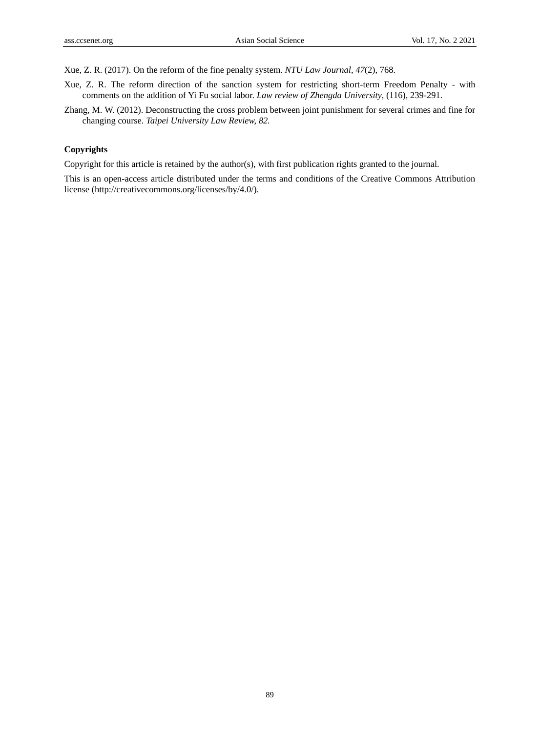Xue, Z. R. (2017). On the reform of the fine penalty system. *NTU Law Journal, 47*(2), 768.

Xue, Z. R. The reform direction of the sanction system for restricting short-term Freedom Penalty - with comments on the addition of Yi Fu social labor. *Law review of Zhengda University,* (116), 239-291.

Zhang, M. W. (2012). Deconstructing the cross problem between joint punishment for several crimes and fine for changing course. *Taipei University Law Review, 82.*

**Copyrights**

Copyright for this article is retained by the author(s), with first publication rights granted to the journal.

This is an open-access article distributed under the terms and conditions of the Creative Commons Attribution license (http://creativecommons.org/licenses/by/4.0/).